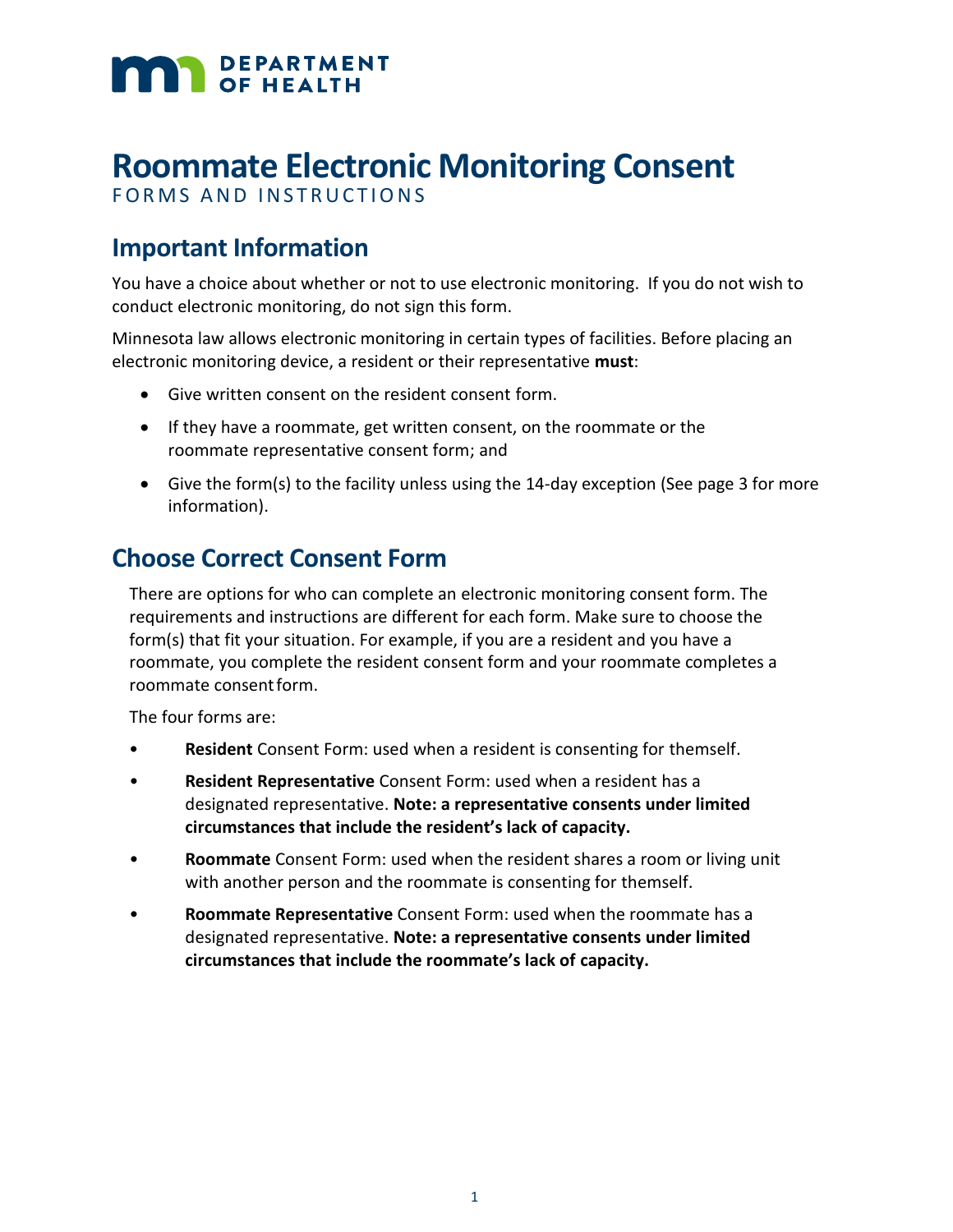DEPARTMENT OF HEALTH

# Roommate Electronic Monitoring Consent

FORMS AND INSTRUCTIONS

## Important Information

You have a choice about whether or not to use electronic monitoring. If you do not wish to conduct electronic monitoring, do not sign this form.

Minnesota law allows electronic monitoring in certain types of facilities. Before placing an electronic monitoring device, a resident or their representative **must**:

- Give written consent on the resident consent form.
- If they have a roommate, get written consent, on the roommate or the roommate representative consent form; and
- Give the form(s) to the facility unless using the 14-day exception (See page 3 for more information).

## Choose Correct Consent Form

There are options for who can complete an electronic monitoring consent form. The requirements and instructions are different for each form. Make sure to choose the form(s) that fit your situation. For example, if you are a resident and you have a roommate, you complete the resident consent form and your roommate completes a roommate consent form.

The four forms are:

- **Resident** Consent Form: used when a resident is consenting for themself.
- **Resident Representative** Consent Form: used when a resident has a designated representative. **Note: a representative consents under limited circumstances that include the resident's lack of capacity.**
- **Roommate** Consent Form: used when the resident shares a room or living unit with another person and the roommate is consenting for themself.
- **Roommate Representative** Consent Form: used when the roommate has a designated representative. **Note: a representative consents under limited circumstances that include the roommate's lack of capacity.**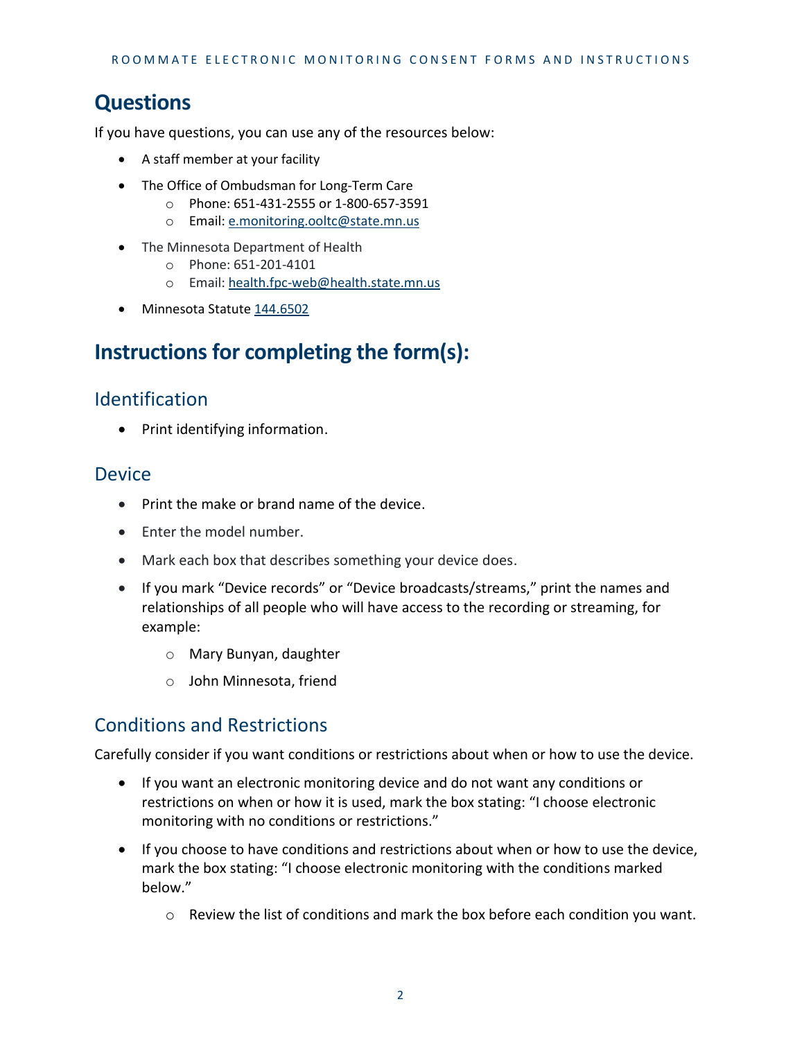## Questions

If you have questions, you can use any of the resources below:

- A staff member at your facility
- The Office of Ombudsman for Long-Term Care
  - Phone: 651-431-2555 or 1-800-657-3591
  - Email: e.monitoring.ooltc@state.mn.us
- The Minnesota Department of Health
  - Phone: 651-201-4101
  - Email: health.fpc-web@health.state.mn.us
- Minnesota Statute 144.6502

## Instructions for completing the form(s):

### Identification

- Print identifying information.

### Device

- Print the make or brand name of the device.
- Enter the model number.
- Mark each box that describes something your device does.
- If you mark "Device records" or "Device broadcasts/streams," print the names and relationships of all people who will have access to the recording or streaming, for example:
  - Mary Bunyan, daughter
  - John Minnesota, friend

### Conditions and Restrictions

Carefully consider if you want conditions or restrictions about when or how to use the device.

- If you want an electronic monitoring device and do not want any conditions or restrictions on when or how it is used, mark the box stating: "I choose electronic monitoring with no conditions or restrictions."
- If you choose to have conditions and restrictions about when or how to use the device, mark the box stating: "I choose electronic monitoring with the conditions marked below."
  - Review the list of conditions and mark the box before each condition you want.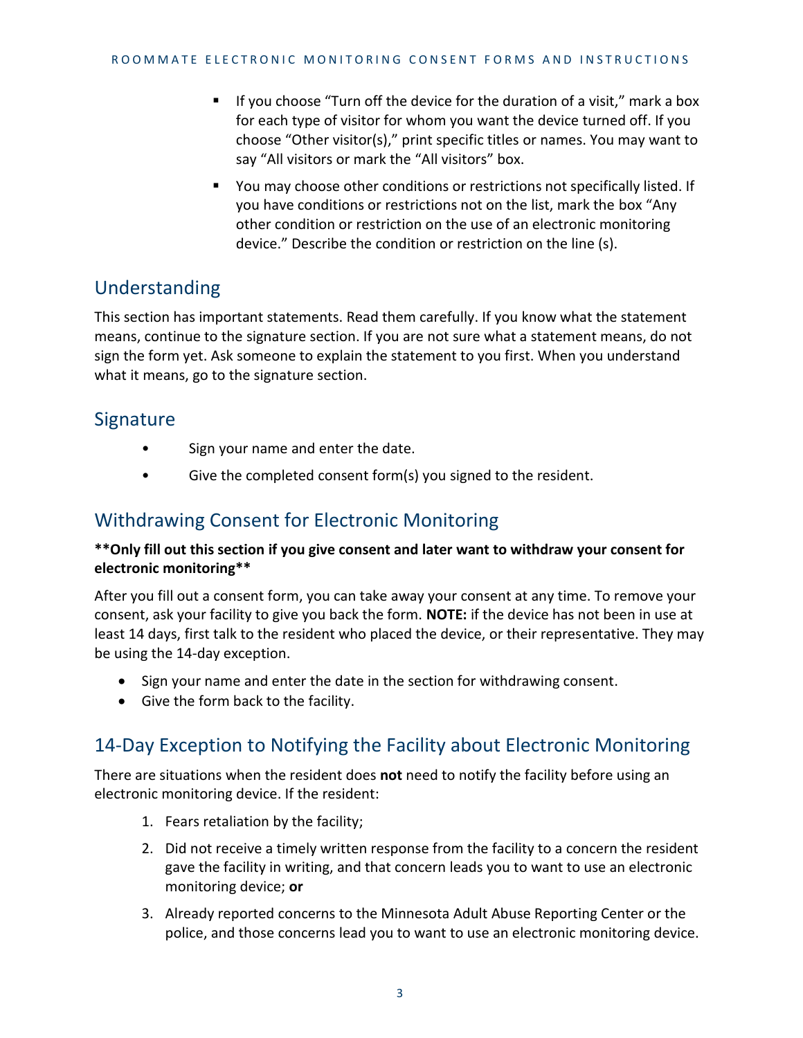- If you choose "Turn off the device for the duration of a visit," mark a box for each type of visitor for whom you want the device turned off. If you choose "Other visitor(s)," print specific titles or names. You may want to say "All visitors or mark the "All visitors" box.
- You may choose other conditions or restrictions not specifically listed. If you have conditions or restrictions not on the list, mark the box "Any other condition or restriction on the use of an electronic monitoring device." Describe the condition or restriction on the line (s).

## Understanding

This section has important statements. Read them carefully. If you know what the statement means, continue to the signature section. If you are not sure what a statement means, do not sign the form yet. Ask someone to explain the statement to you first. When you understand what it means, go to the signature section.

## Signature

- Sign your name and enter the date.
- Give the completed consent form(s) you signed to the resident.

## Withdrawing Consent for Electronic Monitoring

**\*\*Only fill out this section if you give consent and later want to withdraw your consent for electronic monitoring\*\***

After you fill out a consent form, you can take away your consent at any time. To remove your consent, ask your facility to give you back the form. **NOTE:** if the device has not been in use at least 14 days, first talk to the resident who placed the device, or their representative. They may be using the 14-day exception.

- Sign your name and enter the date in the section for withdrawing consent.
- Give the form back to the facility.

## 14-Day Exception to Notifying the Facility about Electronic Monitoring

There are situations when the resident does **not** need to notify the facility before using an electronic monitoring device. If the resident:

1. Fears retaliation by the facility;
2. Did not receive a timely written response from the facility to a concern the resident gave the facility in writing, and that concern leads you to want to use an electronic monitoring device; **or**
3. Already reported concerns to the Minnesota Adult Abuse Reporting Center or the police, and those concerns lead you to want to use an electronic monitoring device.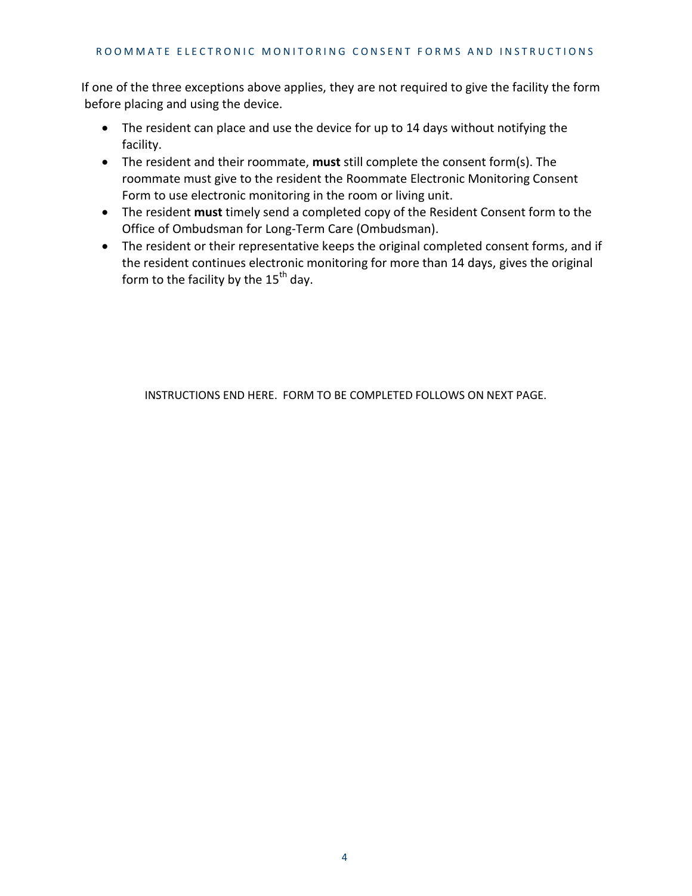If one of the three exceptions above applies, they are not required to give the facility the form before placing and using the device.

- The resident can place and use the device for up to 14 days without notifying the facility.
- The resident and their roommate, **must** still complete the consent form(s). The roommate must give to the resident the Roommate Electronic Monitoring Consent Form to use electronic monitoring in the room or living unit.
- The resident **must** timely send a completed copy of the Resident Consent form to the Office of Ombudsman for Long-Term Care (Ombudsman).
- The resident or their representative keeps the original completed consent forms, and if the resident continues electronic monitoring for more than 14 days, gives the original form to the facility by the 15th day.

INSTRUCTIONS END HERE. FORM TO BE COMPLETED FOLLOWS ON NEXT PAGE.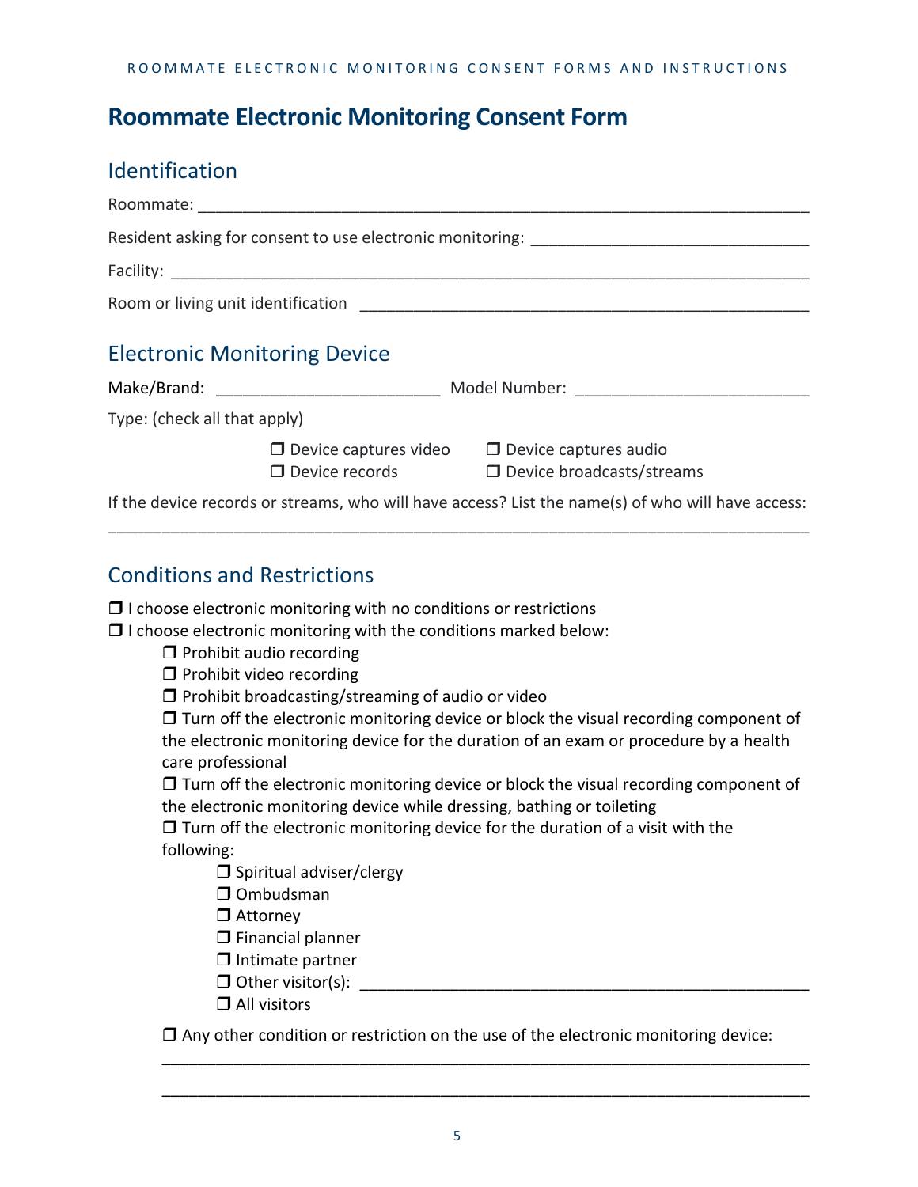# Roommate Electronic Monitoring Consent Form

## Identification

Roommate: ______________________________________________________________

Resident asking for consent to use electronic monitoring: ____________________________

Facility: _______________________________________________________________

Room or living unit identification _____________________________________________

## Electronic Monitoring Device

Make/Brand: _______________________ Model Number: _______________________

Type: (check all that apply)

- ❒ Device captures video
- ❒ Device captures audio
- ❒ Device records
- ❒ Device broadcasts/streams

If the device records or streams, who will have access? List the name(s) of who will have access:

______________________________________________________________________

## Conditions and Restrictions

❒ I choose electronic monitoring with no conditions or restrictions

❒ I choose electronic monitoring with the conditions marked below:

- ❒ Prohibit audio recording
- ❒ Prohibit video recording
- ❒ Prohibit broadcasting/streaming of audio or video
- ❒ Turn off the electronic monitoring device or block the visual recording component of the electronic monitoring device for the duration of an exam or procedure by a health care professional
- ❒ Turn off the electronic monitoring device or block the visual recording component of the electronic monitoring device while dressing, bathing or toileting
- ❒ Turn off the electronic monitoring device for the duration of a visit with the following:
  - ❒ Spiritual adviser/clergy
  - ❒ Ombudsman
  - ❒ Attorney
  - ❒ Financial planner
  - ❒ Intimate partner
  - ❒ Other visitor(s): ______________________________________________
  - ❒ All visitors
- ❒ Any other condition or restriction on the use of the electronic monitoring device:

  ______________________________________________________________________

  ______________________________________________________________________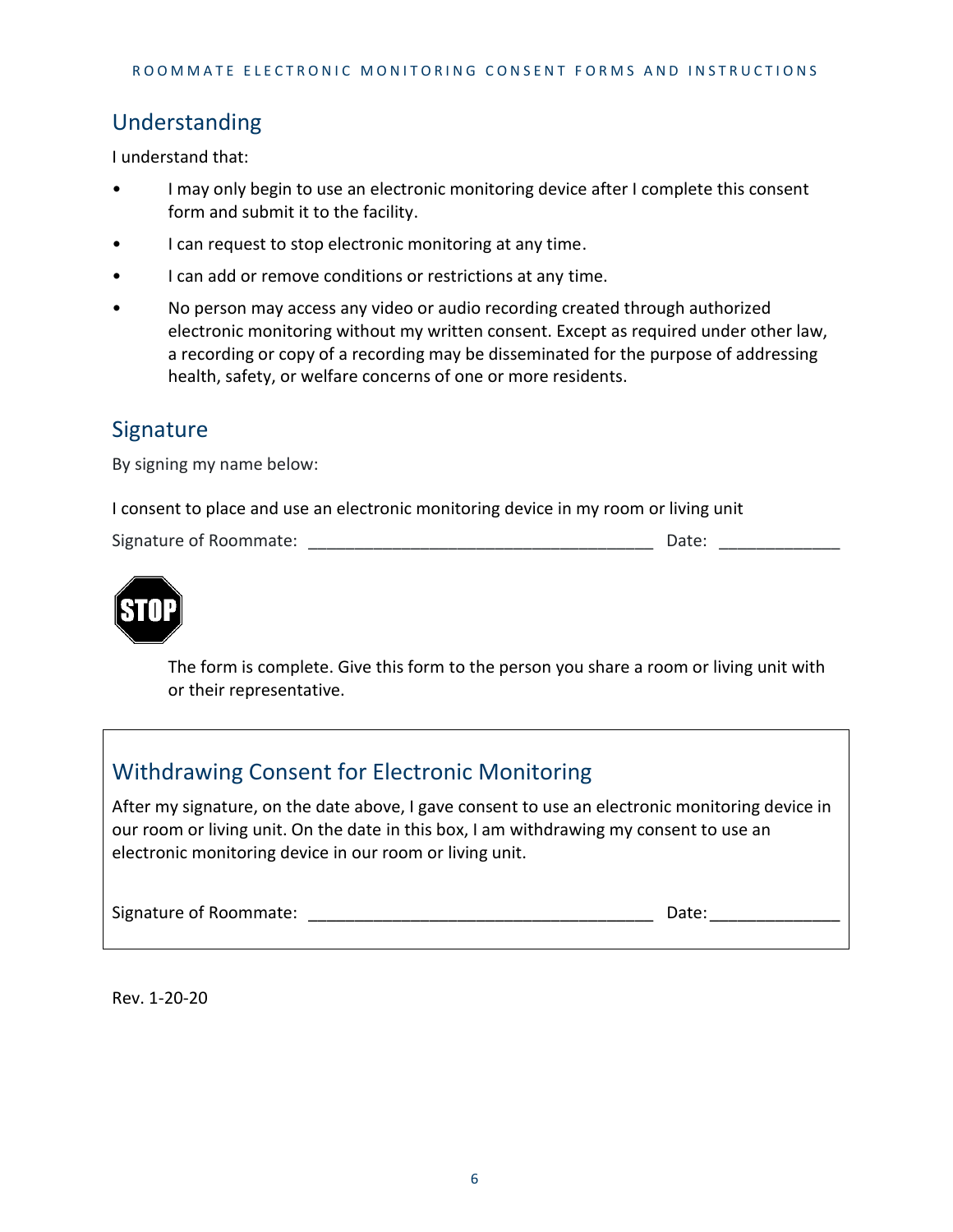## Understanding

I understand that:

- I may only begin to use an electronic monitoring device after I complete this consent form and submit it to the facility.
- I can request to stop electronic monitoring at any time.
- I can add or remove conditions or restrictions at any time.
- No person may access any video or audio recording created through authorized electronic monitoring without my written consent. Except as required under other law, a recording or copy of a recording may be disseminated for the purpose of addressing health, safety, or welfare concerns of one or more residents.

## Signature

By signing my name below:

I consent to place and use an electronic monitoring device in my room or living unit

Signature of Roommate: ____________________________________ Date: ____________

STOP

The form is complete. Give this form to the person you share a room or living unit with or their representative.

## Withdrawing Consent for Electronic Monitoring

After my signature, on the date above, I gave consent to use an electronic monitoring device in our room or living unit. On the date in this box, I am withdrawing my consent to use an electronic monitoring device in our room or living unit.

Signature of Roommate: ____________________________________ Date: _____________

Rev. 1-20-20